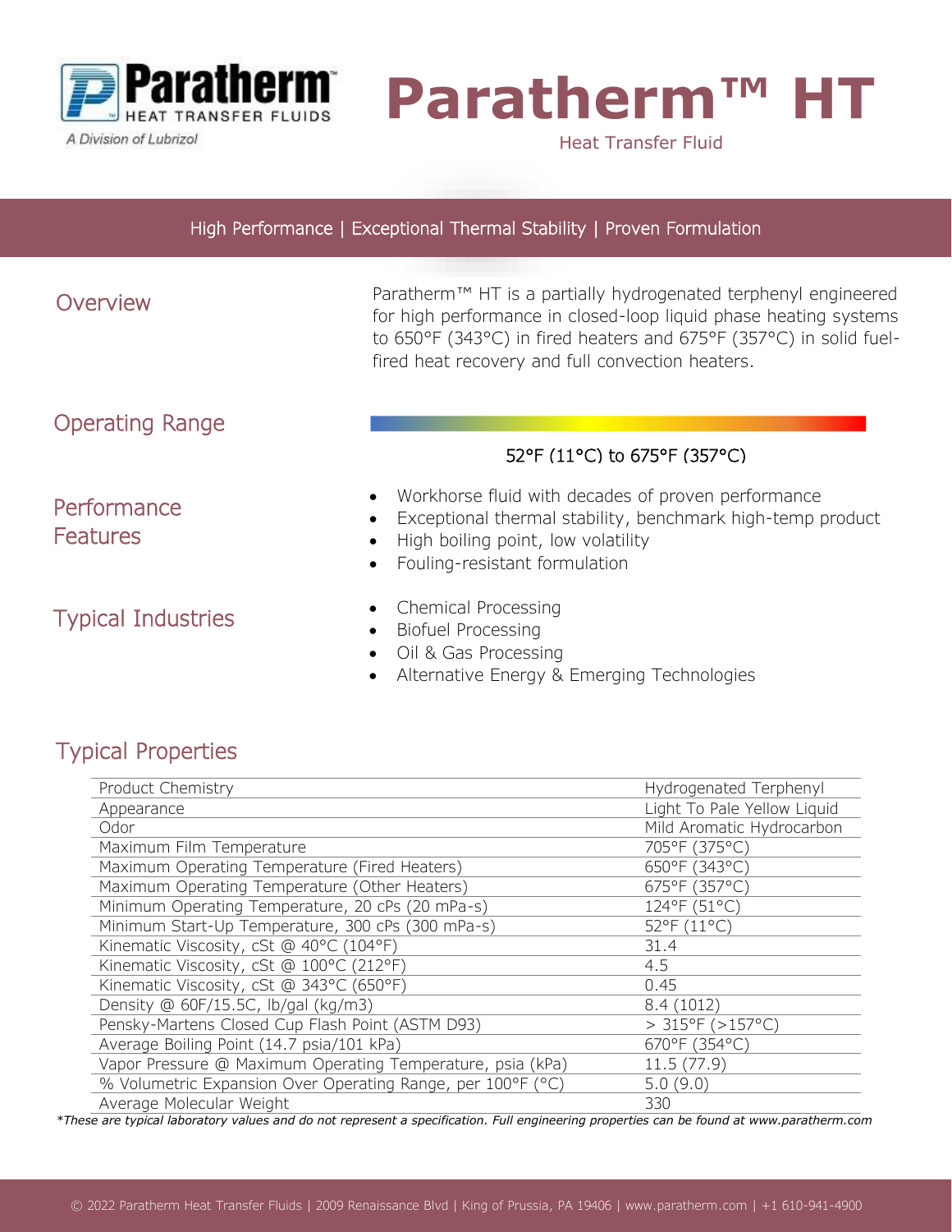Paratherm HEAT TRANSFER FLUIDS

A Division of Lubrizol

# Paratherm™ HT

Heat Transfer Fluid

High Performance | Exceptional Thermal Stability | Proven Formulation

## Overview

Paratherm™ HT is a partially hydrogenated terphenyl engineered for high performance in closed-loop liquid phase heating systems to 650°F (343°C) in fired heaters and 675°F (357°C) in solid fuel-fired heat recovery and full convection heaters.

## Operating Range

52°F (11°C) to 675°F (357°C)

## Performance Features

- Workhorse fluid with decades of proven performance
- Exceptional thermal stability, benchmark high-temp product
- High boiling point, low volatility
- Fouling-resistant formulation

## Typical Industries

- Chemical Processing
- Biofuel Processing
- Oil & Gas Processing
- Alternative Energy & Emerging Technologies

## Typical Properties

| Property | Value |
|---|---|
| Product Chemistry | Hydrogenated Terphenyl |
| Appearance | Light To Pale Yellow Liquid |
| Odor | Mild Aromatic Hydrocarbon |
| Maximum Film Temperature | 705°F (375°C) |
| Maximum Operating Temperature (Fired Heaters) | 650°F (343°C) |
| Maximum Operating Temperature (Other Heaters) | 675°F (357°C) |
| Minimum Operating Temperature, 20 cPs (20 mPa-s) | 124°F (51°C) |
| Minimum Start-Up Temperature, 300 cPs (300 mPa-s) | 52°F (11°C) |
| Kinematic Viscosity, cSt @ 40°C (104°F) | 31.4 |
| Kinematic Viscosity, cSt @ 100°C (212°F) | 4.5 |
| Kinematic Viscosity, cSt @ 343°C (650°F) | 0.45 |
| Density @ 60F/15.5C, lb/gal (kg/m3) | 8.4 (1012) |
| Pensky-Martens Closed Cup Flash Point (ASTM D93) | > 315°F (>157°C) |
| Average Boiling Point (14.7 psia/101 kPa) | 670°F (354°C) |
| Vapor Pressure @ Maximum Operating Temperature, psia (kPa) | 11.5 (77.9) |
| % Volumetric Expansion Over Operating Range, per 100°F (°C) | 5.0 (9.0) |
| Average Molecular Weight | 330 |

*These are typical laboratory values and do not represent a specification. Full engineering properties can be found at www.paratherm.com*

© 2022 Paratherm Heat Transfer Fluids | 2009 Renaissance Blvd | King of Prussia, PA 19406 | www.paratherm.com | +1 610-941-4900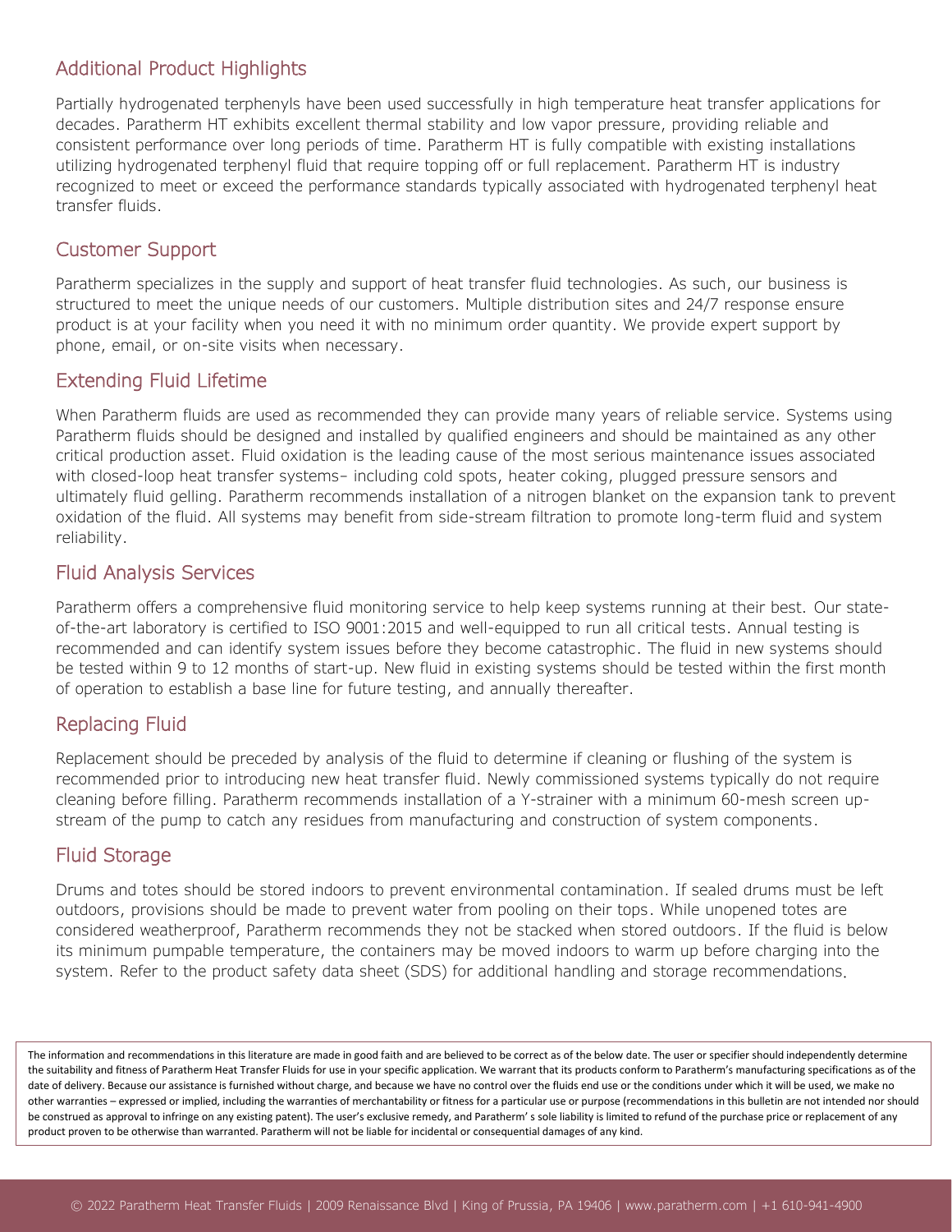## Additional Product Highlights

Partially hydrogenated terphenyls have been used successfully in high temperature heat transfer applications for decades. Paratherm HT exhibits excellent thermal stability and low vapor pressure, providing reliable and consistent performance over long periods of time. Paratherm HT is fully compatible with existing installations utilizing hydrogenated terphenyl fluid that require topping off or full replacement. Paratherm HT is industry recognized to meet or exceed the performance standards typically associated with hydrogenated terphenyl heat transfer fluids.

## Customer Support

Paratherm specializes in the supply and support of heat transfer fluid technologies. As such, our business is structured to meet the unique needs of our customers. Multiple distribution sites and 24/7 response ensure product is at your facility when you need it with no minimum order quantity. We provide expert support by phone, email, or on-site visits when necessary.

## Extending Fluid Lifetime

When Paratherm fluids are used as recommended they can provide many years of reliable service. Systems using Paratherm fluids should be designed and installed by qualified engineers and should be maintained as any other critical production asset. Fluid oxidation is the leading cause of the most serious maintenance issues associated with closed-loop heat transfer systems– including cold spots, heater coking, plugged pressure sensors and ultimately fluid gelling. Paratherm recommends installation of a nitrogen blanket on the expansion tank to prevent oxidation of the fluid. All systems may benefit from side-stream filtration to promote long-term fluid and system reliability.

## Fluid Analysis Services

Paratherm offers a comprehensive fluid monitoring service to help keep systems running at their best. Our state-of-the-art laboratory is certified to ISO 9001:2015 and well-equipped to run all critical tests. Annual testing is recommended and can identify system issues before they become catastrophic. The fluid in new systems should be tested within 9 to 12 months of start-up. New fluid in existing systems should be tested within the first month of operation to establish a base line for future testing, and annually thereafter.

## Replacing Fluid

Replacement should be preceded by analysis of the fluid to determine if cleaning or flushing of the system is recommended prior to introducing new heat transfer fluid. Newly commissioned systems typically do not require cleaning before filling. Paratherm recommends installation of a Y-strainer with a minimum 60-mesh screen up-stream of the pump to catch any residues from manufacturing and construction of system components.

## Fluid Storage

Drums and totes should be stored indoors to prevent environmental contamination. If sealed drums must be left outdoors, provisions should be made to prevent water from pooling on their tops. While unopened totes are considered weatherproof, Paratherm recommends they not be stacked when stored outdoors. If the fluid is below its minimum pumpable temperature, the containers may be moved indoors to warm up before charging into the system. Refer to the product safety data sheet (SDS) for additional handling and storage recommendations.

The information and recommendations in this literature are made in good faith and are believed to be correct as of the below date. The user or specifier should independently determine the suitability and fitness of Paratherm Heat Transfer Fluids for use in your specific application. We warrant that its products conform to Paratherm's manufacturing specifications as of the date of delivery. Because our assistance is furnished without charge, and because we have no control over the fluids end use or the conditions under which it will be used, we make no other warranties – expressed or implied, including the warranties of merchantability or fitness for a particular use or purpose (recommendations in this bulletin are not intended nor should be construed as approval to infringe on any existing patent). The user's exclusive remedy, and Paratherm' s sole liability is limited to refund of the purchase price or replacement of any product proven to be otherwise than warranted. Paratherm will not be liable for incidental or consequential damages of any kind.

© 2022 Paratherm Heat Transfer Fluids | 2009 Renaissance Blvd | King of Prussia, PA 19406 | www.paratherm.com | +1 610-941-4900